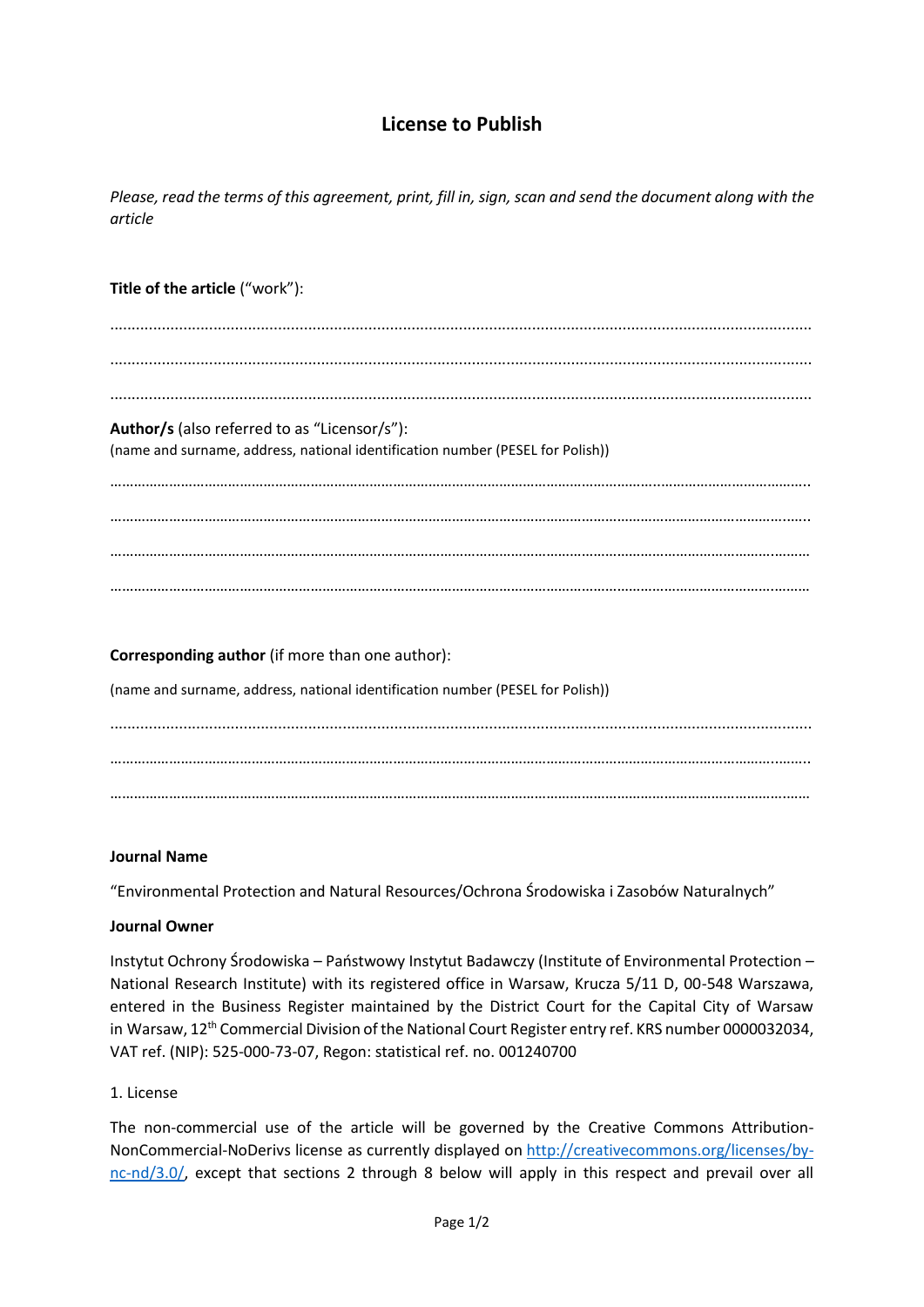# License to Publish

*Please, read the terms of this agreement, print, fill in, sign, scan and send the document along with the article*

**Title of the article** ("work"):

.................................................................................................................................................

.................................................................................................................................................

.................................................................................................................................................

**Author/s** (also referred to as "Licensor/s"):
(name and surname, address, national identification number (PESEL for Polish))

……………………………………………………………………………………………………………………………………………….

……………………………………………………………………………………………………………………………………………….

……………………………………………………………………………………………………………………………………………….

……………………………………………………………………………………………………………………………………………….

**Corresponding author** (if more than one author):

(name and surname, address, national identification number (PESEL for Polish))

.................................................................................................................................................

……………………………………………………………………………………………………………………………………………….

……………………………………………………………………………………………………………………………………………….

**Journal Name**

"Environmental Protection and Natural Resources/Ochrona Środowiska i Zasobów Naturalnych"

**Journal Owner**

Instytut Ochrony Środowiska – Państwowy Instytut Badawczy (Institute of Environmental Protection – National Research Institute) with its registered office in Warsaw, Krucza 5/11 D, 00-548 Warszawa, entered in the Business Register maintained by the District Court for the Capital City of Warsaw in Warsaw, 12th Commercial Division of the National Court Register entry ref. KRS number 0000032034, VAT ref. (NIP): 525-000-73-07, Regon: statistical ref. no. 001240700

1. License

The non-commercial use of the article will be governed by the Creative Commons Attribution-NonCommercial-NoDerivs license as currently displayed on [http://creativecommons.org/licenses/by-nc-nd/3.0/](http://creativecommons.org/licenses/by-nc-nd/3.0/), except that sections 2 through 8 below will apply in this respect and prevail over all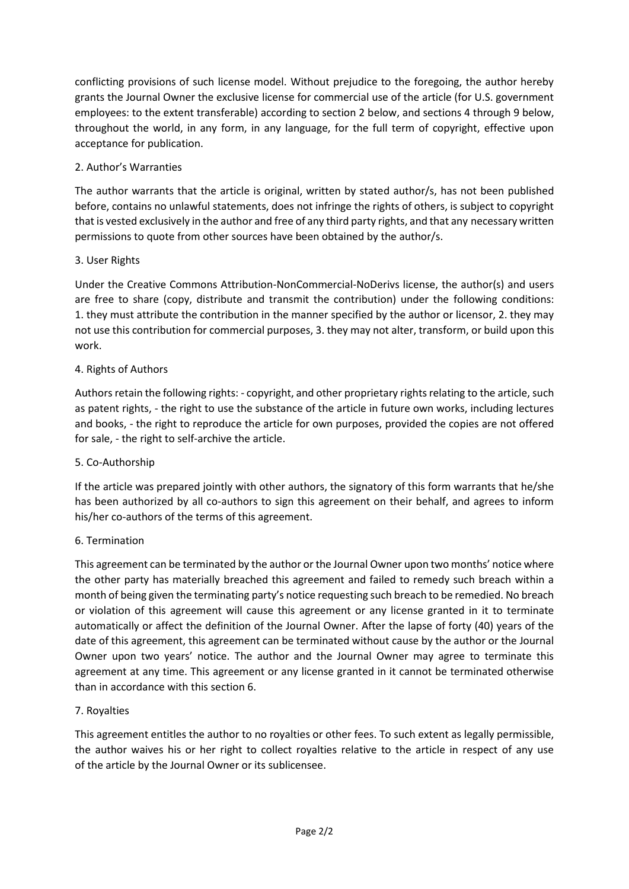conflicting provisions of such license model. Without prejudice to the foregoing, the author hereby grants the Journal Owner the exclusive license for commercial use of the article (for U.S. government employees: to the extent transferable) according to section 2 below, and sections 4 through 9 below, throughout the world, in any form, in any language, for the full term of copyright, effective upon acceptance for publication.

## 2. Author's Warranties

The author warrants that the article is original, written by stated author/s, has not been published before, contains no unlawful statements, does not infringe the rights of others, is subject to copyright that is vested exclusively in the author and free of any third party rights, and that any necessary written permissions to quote from other sources have been obtained by the author/s.

## 3. User Rights

Under the Creative Commons Attribution-NonCommercial-NoDerivs license, the author(s) and users are free to share (copy, distribute and transmit the contribution) under the following conditions: 1. they must attribute the contribution in the manner specified by the author or licensor, 2. they may not use this contribution for commercial purposes, 3. they may not alter, transform, or build upon this work.

## 4. Rights of Authors

Authors retain the following rights: - copyright, and other proprietary rights relating to the article, such as patent rights, - the right to use the substance of the article in future own works, including lectures and books, - the right to reproduce the article for own purposes, provided the copies are not offered for sale, - the right to self-archive the article.

## 5. Co-Authorship

If the article was prepared jointly with other authors, the signatory of this form warrants that he/she has been authorized by all co-authors to sign this agreement on their behalf, and agrees to inform his/her co-authors of the terms of this agreement.

## 6. Termination

This agreement can be terminated by the author or the Journal Owner upon two months' notice where the other party has materially breached this agreement and failed to remedy such breach within a month of being given the terminating party's notice requesting such breach to be remedied. No breach or violation of this agreement will cause this agreement or any license granted in it to terminate automatically or affect the definition of the Journal Owner. After the lapse of forty (40) years of the date of this agreement, this agreement can be terminated without cause by the author or the Journal Owner upon two years' notice. The author and the Journal Owner may agree to terminate this agreement at any time. This agreement or any license granted in it cannot be terminated otherwise than in accordance with this section 6.

## 7. Royalties

This agreement entitles the author to no royalties or other fees. To such extent as legally permissible, the author waives his or her right to collect royalties relative to the article in respect of any use of the article by the Journal Owner or its sublicensee.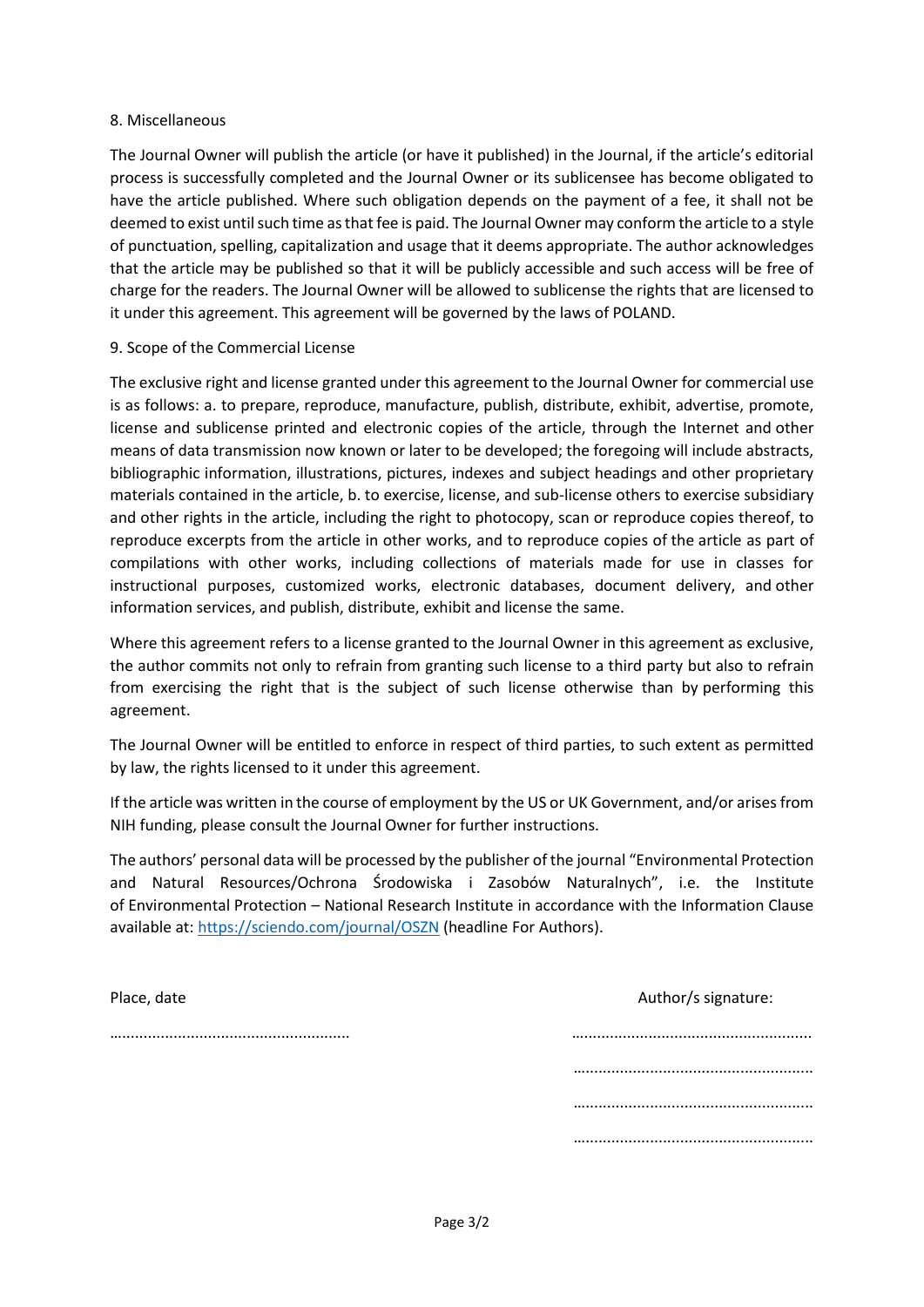8. Miscellaneous

The Journal Owner will publish the article (or have it published) in the Journal, if the article's editorial process is successfully completed and the Journal Owner or its sublicensee has become obligated to have the article published. Where such obligation depends on the payment of a fee, it shall not be deemed to exist until such time as that fee is paid. The Journal Owner may conform the article to a style of punctuation, spelling, capitalization and usage that it deems appropriate. The author acknowledges that the article may be published so that it will be publicly accessible and such access will be free of charge for the readers. The Journal Owner will be allowed to sublicense the rights that are licensed to it under this agreement. This agreement will be governed by the laws of POLAND.

9. Scope of the Commercial License

The exclusive right and license granted under this agreement to the Journal Owner for commercial use is as follows: a. to prepare, reproduce, manufacture, publish, distribute, exhibit, advertise, promote, license and sublicense printed and electronic copies of the article, through the Internet and other means of data transmission now known or later to be developed; the foregoing will include abstracts, bibliographic information, illustrations, pictures, indexes and subject headings and other proprietary materials contained in the article, b. to exercise, license, and sub-license others to exercise subsidiary and other rights in the article, including the right to photocopy, scan or reproduce copies thereof, to reproduce excerpts from the article in other works, and to reproduce copies of the article as part of compilations with other works, including collections of materials made for use in classes for instructional purposes, customized works, electronic databases, document delivery, and other information services, and publish, distribute, exhibit and license the same.

Where this agreement refers to a license granted to the Journal Owner in this agreement as exclusive, the author commits not only to refrain from granting such license to a third party but also to refrain from exercising the right that is the subject of such license otherwise than by performing this agreement.

The Journal Owner will be entitled to enforce in respect of third parties, to such extent as permitted by law, the rights licensed to it under this agreement.

If the article was written in the course of employment by the US or UK Government, and/or arises from NIH funding, please consult the Journal Owner for further instructions.

The authors' personal data will be processed by the publisher of the journal "Environmental Protection and Natural Resources/Ochrona Środowiska i Zasobów Naturalnych", i.e. the Institute of Environmental Protection – National Research Institute in accordance with the Information Clause available at: https://sciendo.com/journal/OSZN (headline For Authors).

Place, date

……………………………………………….

Author/s signature:

……………………………………………….

……………………………………………….

……………………………………………….

……………………………………………….